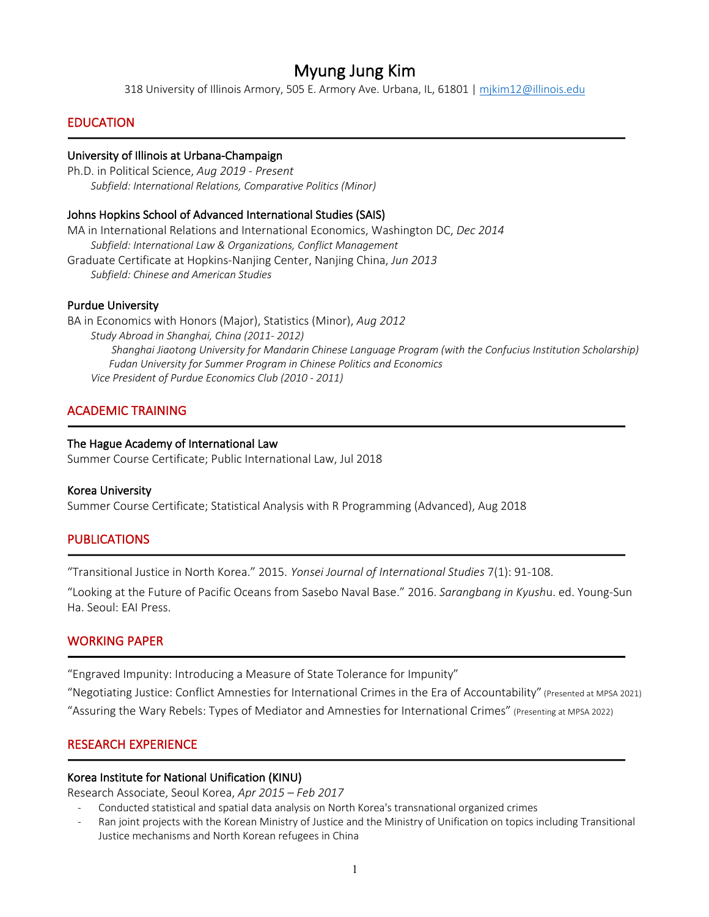# Myung Jung Kim

318 University of Illinois Armory, 505 E. Armory Ave. Urbana, IL, 61801 | mjkim12@illinois.edu

## EDUCATION

### University of Illinois at Urbana-Champaign

Ph.D. in Political Science, *Aug 2019 - Present*

*Subfield: International Relations, Comparative Politics (Minor)*

### Johns Hopkins School of Advanced International Studies (SAIS)

MA in International Relations and International Economics, Washington DC, *Dec 2014*

*Subfield: International Law & Organizations, Conflict Management*

Graduate Certificate at Hopkins-Nanjing Center, Nanjing China, *Jun 2013*

*Subfield: Chinese and American Studies*

### Purdue University

BA in Economics with Honors (Major), Statistics (Minor), *Aug 2012*

*Study Abroad in Shanghai, China (2011- 2012)*

*Shanghai Jiaotong University for Mandarin Chinese Language Program (with the Confucius Institution Scholarship)*

*Fudan University for Summer Program in Chinese Politics and Economics*

*Vice President of Purdue Economics Club (2010 - 2011)*

## ACADEMIC TRAINING

### The Hague Academy of International Law

Summer Course Certificate; Public International Law, Jul 2018

### Korea University

Summer Course Certificate; Statistical Analysis with R Programming (Advanced), Aug 2018

## PUBLICATIONS

"Transitional Justice in North Korea." 2015. *Yonsei Journal of International Studies* 7(1): 91-108.

"Looking at the Future of Pacific Oceans from Sasebo Naval Base." 2016. *Sarangbang in Kyush*u. ed. Young-Sun Ha. Seoul: EAI Press.

## WORKING PAPER

"Engraved Impunity: Introducing a Measure of State Tolerance for Impunity"

"Negotiating Justice: Conflict Amnesties for International Crimes in the Era of Accountability" (Presented at MPSA 2021)

"Assuring the Wary Rebels: Types of Mediator and Amnesties for International Crimes" (Presenting at MPSA 2022)

## RESEARCH EXPERIENCE

### Korea Institute for National Unification (KINU)

Research Associate, Seoul Korea, *Apr 2015 – Feb 2017*

- Conducted statistical and spatial data analysis on North Korea's transnational organized crimes
- Ran joint projects with the Korean Ministry of Justice and the Ministry of Unification on topics including Transitional Justice mechanisms and North Korean refugees in China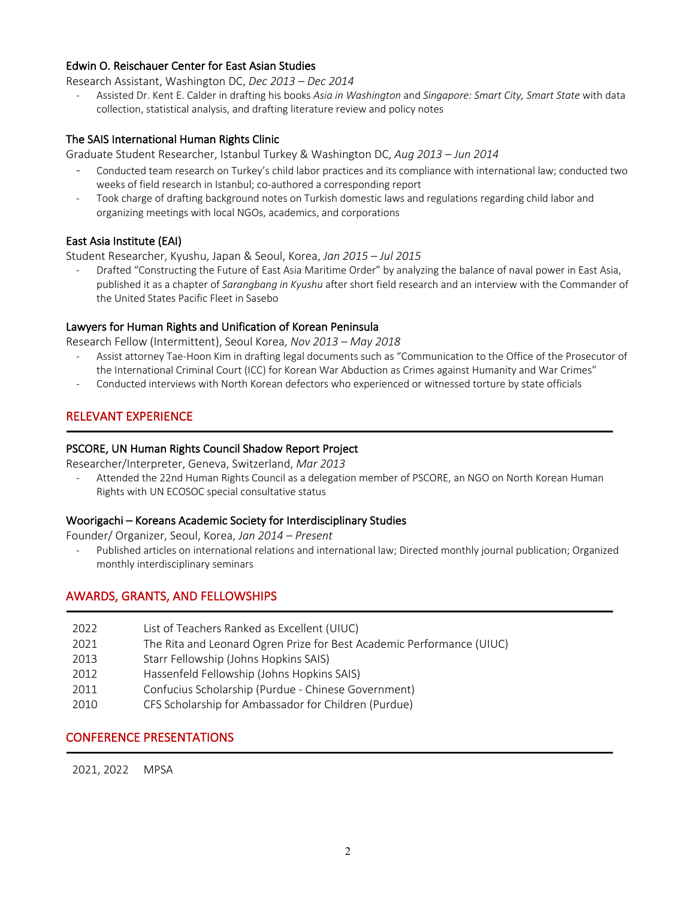### Edwin O. Reischauer Center for East Asian Studies

Research Assistant, Washington DC, *Dec 2013 – Dec 2014*

- Assisted Dr. Kent E. Calder in drafting his books *Asia in Washington* and *Singapore: Smart City, Smart State* with data collection, statistical analysis, and drafting literature review and policy notes

### The SAIS International Human Rights Clinic

Graduate Student Researcher, Istanbul Turkey & Washington DC, *Aug 2013 – Jun 2014*

- Conducted team research on Turkey's child labor practices and its compliance with international law; conducted two weeks of field research in Istanbul; co-authored a corresponding report
- Took charge of drafting background notes on Turkish domestic laws and regulations regarding child labor and organizing meetings with local NGOs, academics, and corporations

### East Asia Institute (EAI)

Student Researcher, Kyushu, Japan & Seoul, Korea, *Jan 2015 – Jul 2015*

- Drafted "Constructing the Future of East Asia Maritime Order" by analyzing the balance of naval power in East Asia, published it as a chapter of *Sarangbang in Kyushu* after short field research and an interview with the Commander of the United States Pacific Fleet in Sasebo

### Lawyers for Human Rights and Unification of Korean Peninsula

Research Fellow (Intermittent), Seoul Korea, *Nov 2013 – May 2018*

- Assist attorney Tae-Hoon Kim in drafting legal documents such as "Communication to the Office of the Prosecutor of the International Criminal Court (ICC) for Korean War Abduction as Crimes against Humanity and War Crimes"
- Conducted interviews with North Korean defectors who experienced or witnessed torture by state officials

## RELEVANT EXPERIENCE

### PSCORE, UN Human Rights Council Shadow Report Project

Researcher/Interpreter, Geneva, Switzerland, *Mar 2013*

- Attended the 22nd Human Rights Council as a delegation member of PSCORE, an NGO on North Korean Human Rights with UN ECOSOC special consultative status

### Woorigachi – Koreans Academic Society for Interdisciplinary Studies

Founder/ Organizer, Seoul, Korea, *Jan 2014 – Present*

- Published articles on international relations and international law; Directed monthly journal publication; Organized monthly interdisciplinary seminars

## AWARDS, GRANTS, AND FELLOWSHIPS

| | |
|---|---|
| 2022 | List of Teachers Ranked as Excellent (UIUC) |
| 2021 | The Rita and Leonard Ogren Prize for Best Academic Performance (UIUC) |
| 2013 | Starr Fellowship (Johns Hopkins SAIS) |
| 2012 | Hassenfeld Fellowship (Johns Hopkins SAIS) |
| 2011 | Confucius Scholarship (Purdue - Chinese Government) |
| 2010 | CFS Scholarship for Ambassador for Children (Purdue) |

## CONFERENCE PRESENTATIONS

| | |
|---|---|
| 2021, 2022 | MPSA |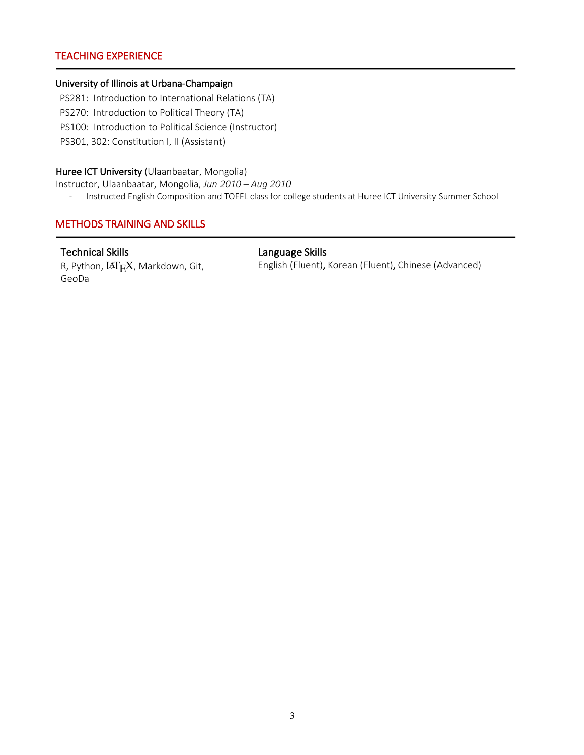## TEACHING EXPERIENCE

**University of Illinois at Urbana-Champaign**

PS281: Introduction to International Relations (TA)
PS270: Introduction to Political Theory (TA)
PS100: Introduction to Political Science (Instructor)
PS301, 302: Constitution I, II (Assistant)

**Huree ICT University** (Ulaanbaatar, Mongolia)
Instructor, Ulaanbaatar, Mongolia, *Jun 2010 – Aug 2010*

- Instructed English Composition and TOEFL class for college students at Huree ICT University Summer School

## METHODS TRAINING AND SKILLS

**Technical Skills**
R, Python, LaTeX, Markdown, Git, GeoDa

**Language Skills**
English (Fluent), Korean (Fluent), Chinese (Advanced)